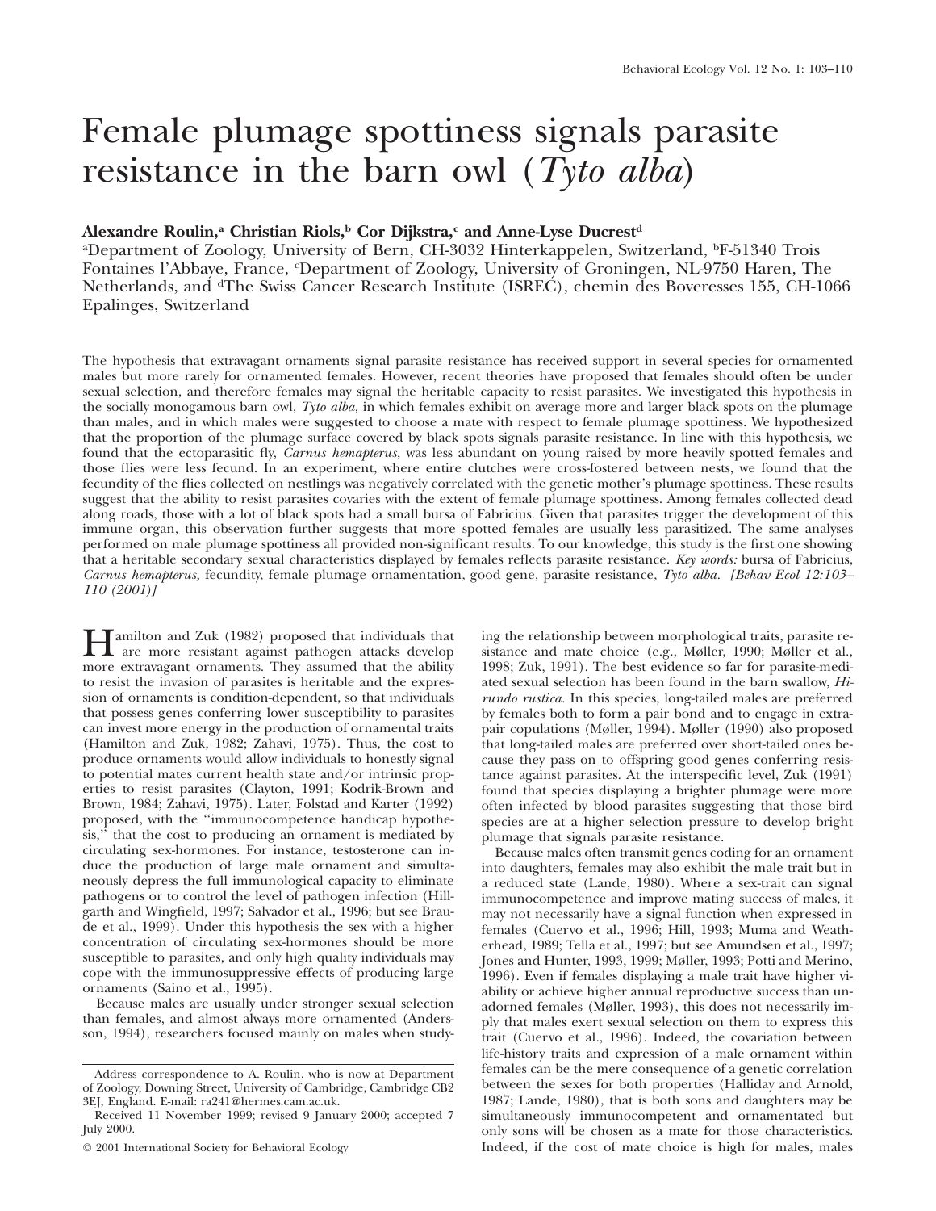# Female plumage spottiness signals parasite resistance in the barn owl (*Tyto alba*)

**Alexandre Roulin,[a] Christian Riols,[b] Cor Dijkstra,[c] and Anne-Lyse Ducrest[d]**

[a]Department of Zoology, University of Bern, CH-3032 Hinterkappelen, Switzerland, [b]F-51340 Trois Fontaines l'Abbaye, France, [c]Department of Zoology, University of Groningen, NL-9750 Haren, The Netherlands, and [d]The Swiss Cancer Research Institute (ISREC), chemin des Boveresses 155, CH-1066 Epalinges, Switzerland

The hypothesis that extravagant ornaments signal parasite resistance has received support in several species for ornamented males but more rarely for ornamented females. However, recent theories have proposed that females should often be under sexual selection, and therefore females may signal the heritable capacity to resist parasites. We investigated this hypothesis in the socially monogamous barn owl, *Tyto alba,* in which females exhibit on average more and larger black spots on the plumage than males, and in which males were suggested to choose a mate with respect to female plumage spottiness. We hypothesized that the proportion of the plumage surface covered by black spots signals parasite resistance. In line with this hypothesis, we found that the ectoparasitic fly, *Carnus hemapterus,* was less abundant on young raised by more heavily spotted females and those flies were less fecund. In an experiment, where entire clutches were cross-fostered between nests, we found that the fecundity of the flies collected on nestlings was negatively correlated with the genetic mother's plumage spottiness. These results suggest that the ability to resist parasites covaries with the extent of female plumage spottiness. Among females collected dead along roads, those with a lot of black spots had a small bursa of Fabricius. Given that parasites trigger the development of this immune organ, this observation further suggests that more spotted females are usually less parasitized. The same analyses performed on male plumage spottiness all provided non-significant results. To our knowledge, this study is the first one showing that a heritable secondary sexual characteristics displayed by females reflects parasite resistance. *Key words:* bursa of Fabricius, *Carnus hemapterus,* fecundity, female plumage ornamentation, good gene, parasite resistance, *Tyto alba. [Behav Ecol 12:103–110 (2001)]*

Hamilton and Zuk (1982) proposed that individuals that are more resistant against pathogen attacks develop more extravagant ornaments. They assumed that the ability to resist the invasion of parasites is heritable and the expression of ornaments is condition-dependent, so that individuals that possess genes conferring lower susceptibility to parasites can invest more energy in the production of ornamental traits (Hamilton and Zuk, 1982; Zahavi, 1975). Thus, the cost to produce ornaments would allow individuals to honestly signal to potential mates current health state and/or intrinsic properties to resist parasites (Clayton, 1991; Kodrik-Brown and Brown, 1984; Zahavi, 1975). Later, Folstad and Karter (1992) proposed, with the "immunocompetence handicap hypothesis," that the cost to producing an ornament is mediated by circulating sex-hormones. For instance, testosterone can induce the production of large male ornament and simultaneously depress the full immunological capacity to eliminate pathogens or to control the level of pathogen infection (Hillgarth and Wingfield, 1997; Salvador et al., 1996; but see Braude et al., 1999). Under this hypothesis the sex with a higher concentration of circulating sex-hormones should be more susceptible to parasites, and only high quality individuals may cope with the immunosuppressive effects of producing large ornaments (Saino et al., 1995).

Because males are usually under stronger sexual selection than females, and almost always more ornamented (Andersson, 1994), researchers focused mainly on males when studying the relationship between morphological traits, parasite resistance and mate choice (e.g., Møller, 1990; Møller et al., 1998; Zuk, 1991). The best evidence so far for parasite-mediated sexual selection has been found in the barn swallow, *Hirundo rustica.* In this species, long-tailed males are preferred by females both to form a pair bond and to engage in extrapair copulations (Møller, 1994). Møller (1990) also proposed that long-tailed males are preferred over short-tailed ones because they pass on to offspring good genes conferring resistance against parasites. At the interspecific level, Zuk (1991) found that species displaying a brighter plumage were more often infected by blood parasites suggesting that those bird species are at a higher selection pressure to develop bright plumage that signals parasite resistance.

Because males often transmit genes coding for an ornament into daughters, females may also exhibit the male trait but in a reduced state (Lande, 1980). Where a sex-trait can signal immunocompetence and improve mating success of males, it may not necessarily have a signal function when expressed in females (Cuervo et al., 1996; Hill, 1993; Muma and Weatherhead, 1989; Tella et al., 1997; but see Amundsen et al., 1997; Jones and Hunter, 1993, 1999; Møller, 1993; Potti and Merino, 1996). Even if females displaying a male trait have higher viability or achieve higher annual reproductive success than unadorned females (Møller, 1993), this does not necessarily imply that males exert sexual selection on them to express this trait (Cuervo et al., 1996). Indeed, the covariation between life-history traits and expression of a male ornament within females can be the mere consequence of a genetic correlation between the sexes for both properties (Halliday and Arnold, 1987; Lande, 1980), that is both sons and daughters may be simultaneously immunocompetent and ornamentated but only sons will be chosen as a mate for those characteristics. Indeed, if the cost of mate choice is high for males, males

Address correspondence to A. Roulin, who is now at Department of Zoology, Downing Street, University of Cambridge, Cambridge CB2 3EJ, England. E-mail: ra241@hermes.cam.ac.uk.

Received 11 November 1999; revised 9 January 2000; accepted 7 July 2000.

© 2001 International Society for Behavioral Ecology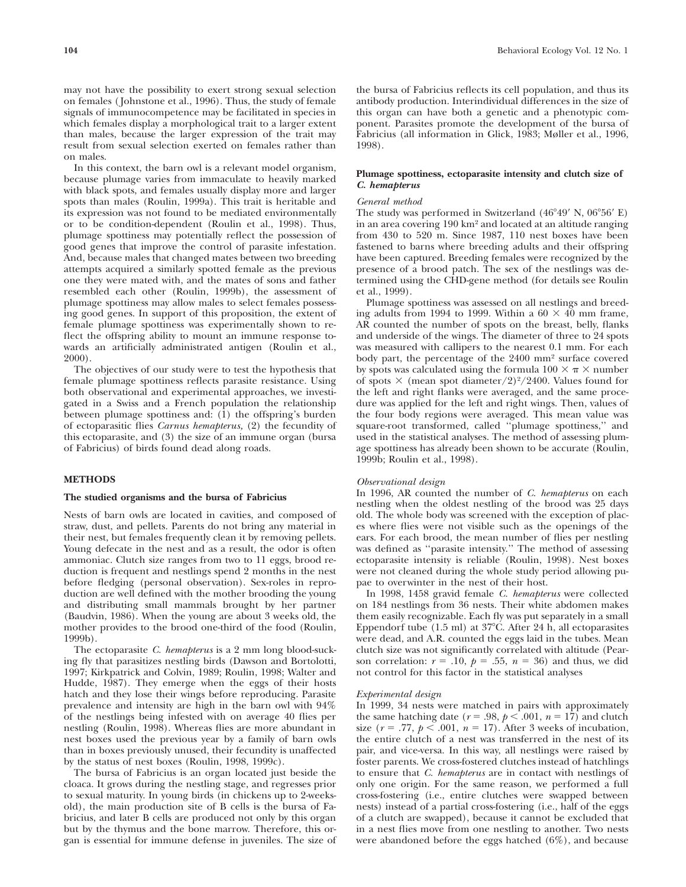may not have the possibility to exert strong sexual selection on females (Johnstone et al., 1996). Thus, the study of female signals of immunocompetence may be facilitated in species in which females display a morphological trait to a larger extent than males, because the larger expression of the trait may result from sexual selection exerted on females rather than on males.

In this context, the barn owl is a relevant model organism, because plumage varies from immaculate to heavily marked with black spots, and females usually display more and larger spots than males (Roulin, 1999a). This trait is heritable and its expression was not found to be mediated environmentally or to be condition-dependent (Roulin et al., 1998). Thus, plumage spottiness may potentially reflect the possession of good genes that improve the control of parasite infestation. And, because males that changed mates between two breeding attempts acquired a similarly spotted female as the previous one they were mated with, and the mates of sons and father resembled each other (Roulin, 1999b), the assessment of plumage spottiness may allow males to select females possessing good genes. In support of this proposition, the extent of female plumage spottiness was experimentally shown to reflect the offspring ability to mount an immune response towards an artificially administrated antigen (Roulin et al., 2000).

The objectives of our study were to test the hypothesis that female plumage spottiness reflects parasite resistance. Using both observational and experimental approaches, we investigated in a Swiss and a French population the relationship between plumage spottiness and: (1) the offspring's burden of ectoparasitic flies *Carnus hemapterus,* (2) the fecundity of this ectoparasite, and (3) the size of an immune organ (bursa of Fabricius) of birds found dead along roads.

## METHODS

### The studied organisms and the bursa of Fabricius

Nests of barn owls are located in cavities, and composed of straw, dust, and pellets. Parents do not bring any material in their nest, but females frequently clean it by removing pellets. Young defecate in the nest and as a result, the odor is often ammoniac. Clutch size ranges from two to 11 eggs, brood reduction is frequent and nestlings spend 2 months in the nest before fledging (personal observation). Sex-roles in reproduction are well defined with the mother brooding the young and distributing small mammals brought by her partner (Baudvin, 1986). When the young are about 3 weeks old, the mother provides to the brood one-third of the food (Roulin, 1999b).

The ectoparasite *C. hemapterus* is a 2 mm long blood-sucking fly that parasitizes nestling birds (Dawson and Bortolotti, 1997; Kirkpatrick and Colvin, 1989; Roulin, 1998; Walter and Hudde, 1987). They emerge when the eggs of their hosts hatch and they lose their wings before reproducing. Parasite prevalence and intensity are high in the barn owl with 94% of the nestlings being infested with on average 40 flies per nestling (Roulin, 1998). Whereas flies are more abundant in nest boxes used the previous year by a family of barn owls than in boxes previously unused, their fecundity is unaffected by the status of nest boxes (Roulin, 1998, 1999c).

The bursa of Fabricius is an organ located just beside the cloaca. It grows during the nestling stage, and regresses prior to sexual maturity. In young birds (in chickens up to 2-weeks-old), the main production site of B cells is the bursa of Fabricius, and later B cells are produced not only by this organ but by the thymus and the bone marrow. Therefore, this organ is essential for immune defense in juveniles. The size of the bursa of Fabricius reflects its cell population, and thus its antibody production. Interindividual differences in the size of this organ can have both a genetic and a phenotypic component. Parasites promote the development of the bursa of Fabricius (all information in Glick, 1983; Møller et al., 1996, 1998).

### Plumage spottiness, ectoparasite intensity and clutch size of *C. hemapterus*

#### *General method*

The study was performed in Switzerland (46°49′ N, 06°56′ E) in an area covering 190 km² and located at an altitude ranging from 430 to 520 m. Since 1987, 110 nest boxes have been fastened to barns where breeding adults and their offspring have been captured. Breeding females were recognized by the presence of a brood patch. The sex of the nestlings was determined using the CHD-gene method (for details see Roulin et al., 1999).

Plumage spottiness was assessed on all nestlings and breeding adults from 1994 to 1999. Within a $60 \times 40$ mm frame, AR counted the number of spots on the breast, belly, flanks and underside of the wings. The diameter of three to 24 spots was measured with callipers to the nearest 0.1 mm. For each body part, the percentage of the 2400 mm² surface covered by spots was calculated using the formula $100 \times \pi \times$ number of spots $\times$ (mean spot diameter/2)²/2400. Values found for the left and right flanks were averaged, and the same procedure was applied for the left and right wings. Then, values of the four body regions were averaged. This mean value was square-root transformed, called "plumage spottiness," and used in the statistical analyses. The method of assessing plumage spottiness has already been shown to be accurate (Roulin, 1999b; Roulin et al., 1998).

#### *Observational design*

In 1996, AR counted the number of *C. hemapterus* on each nestling when the oldest nestling of the brood was 25 days old. The whole body was screened with the exception of places where flies were not visible such as the openings of the ears. For each brood, the mean number of flies per nestling was defined as "parasite intensity." The method of assessing ectoparasite intensity is reliable (Roulin, 1998). Nest boxes were not cleaned during the whole study period allowing pupae to overwinter in the nest of their host.

In 1998, 1458 gravid female *C. hemapterus* were collected on 184 nestlings from 36 nests. Their white abdomen makes them easily recognizable. Each fly was put separately in a small Eppendorf tube (1.5 ml) at 37°C. After 24 h, all ectoparasites were dead, and A.R. counted the eggs laid in the tubes. Mean clutch size was not significantly correlated with altitude (Pearson correlation: $r = .10$, $p = .55$, $n = 36$) and thus, we did not control for this factor in the statistical analyses

#### *Experimental design*

In 1999, 34 nests were matched in pairs with approximately the same hatching date ($r = .98$, $p < .001$, $n = 17$) and clutch size ($r = .77$, $p < .001$, $n = 17$). After 3 weeks of incubation, the entire clutch of a nest was transferred in the nest of its pair, and vice-versa. In this way, all nestlings were raised by foster parents. We cross-fostered clutches instead of hatchlings to ensure that *C. hemapterus* are in contact with nestlings of only one origin. For the same reason, we performed a full cross-fostering (i.e., entire clutches were swapped between nests) instead of a partial cross-fostering (i.e., half of the eggs of a clutch are swapped), because it cannot be excluded that in a nest flies move from one nestling to another. Two nests were abandoned before the eggs hatched (6%), and because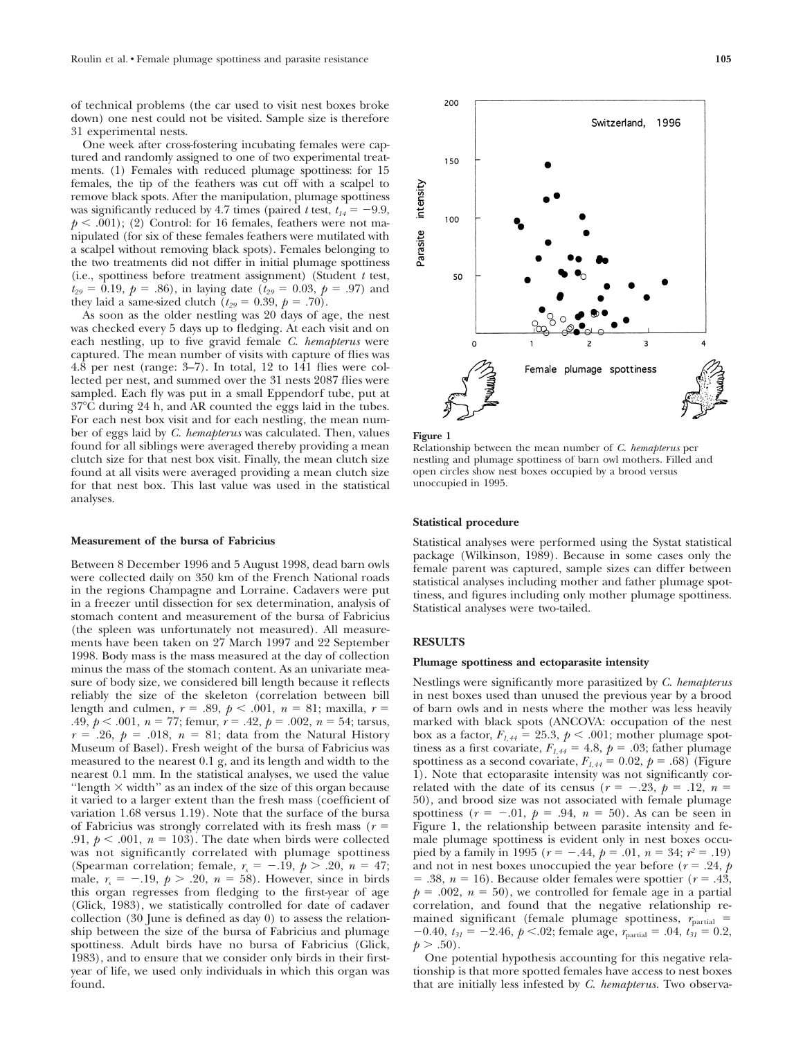of technical problems (the car used to visit nest boxes broke down) one nest could not be visited. Sample size is therefore 31 experimental nests.

One week after cross-fostering incubating females were captured and randomly assigned to one of two experimental treatments. (1) Females with reduced plumage spottiness: for 15 females, the tip of the feathers was cut off with a scalpel to remove black spots. After the manipulation, plumage spottiness was significantly reduced by 4.7 times (paired *t* test, $t_{14} = -9.9$, $p < .001$); (2) Control: for 16 females, feathers were not manipulated (for six of these females feathers were mutilated with a scalpel without removing black spots). Females belonging to the two treatments did not differ in initial plumage spottiness (i.e., spottiness before treatment assignment) (Student *t* test, $t_{29} = 0.19$, $p = .86$), in laying date ($t_{29} = 0.03$, $p = .97$) and they laid a same-sized clutch ($t_{29} = 0.39$, $p = .70$).

As soon as the older nestling was 20 days of age, the nest was checked every 5 days up to fledging. At each visit and on each nestling, up to five gravid female *C. hemapterus* were captured. The mean number of visits with capture of flies was 4.8 per nest (range: 3–7). In total, 12 to 141 flies were collected per nest, and summed over the 31 nests 2087 flies were sampled. Each fly was put in a small Eppendorf tube, put at 37°C during 24 h, and AR counted the eggs laid in the tubes. For each nest box visit and for each nestling, the mean number of eggs laid by *C. hemapterus* was calculated. Then, values found for all siblings were averaged thereby providing a mean clutch size for that nest box visit. Finally, the mean clutch size found at all visits were averaged providing a mean clutch size for that nest box. This last value was used in the statistical analyses.

### Measurement of the bursa of Fabricius

Between 8 December 1996 and 5 August 1998, dead barn owls were collected daily on 350 km of the French National roads in the regions Champagne and Lorraine. Cadavers were put in a freezer until dissection for sex determination, analysis of stomach content and measurement of the bursa of Fabricius (the spleen was unfortunately not measured). All measurements have been taken on 27 March 1997 and 22 September 1998. Body mass is the mass measured at the day of collection minus the mass of the stomach content. As an univariate measure of body size, we considered bill length because it reflects reliably the size of the skeleton (correlation between bill length and culmen, $r = .89$, $p < .001$, $n = 81$; maxilla, $r = .49$, $p < .001$, $n = 77$; femur, $r = .42$, $p = .002$, $n = 54$; tarsus, $r = .26$, $p = .018$, $n = 81$; data from the Natural History Museum of Basel). Fresh weight of the bursa of Fabricius was measured to the nearest 0.1 g, and its length and width to the nearest 0.1 mm. In the statistical analyses, we used the value "length × width" as an index of the size of this organ because it varied to a larger extent than the fresh mass (coefficient of variation 1.68 versus 1.19). Note that the surface of the bursa of Fabricius was strongly correlated with its fresh mass ($r = .91$, $p < .001$, $n = 103$). The date when birds were collected was not significantly correlated with plumage spottiness (Spearman correlation; female, $r_s = -.19$, $p > .20$, $n = 47$; male, $r_s = -.19$, $p > .20$, $n = 58$). However, since in birds this organ regresses from fledging to the first-year of age (Glick, 1983), we statistically controlled for date of cadaver collection (30 June is defined as day 0) to assess the relationship between the size of the bursa of Fabricius and plumage spottiness. Adult birds have no bursa of Fabricius (Glick, 1983), and to ensure that we consider only birds in their first-year of life, we used only individuals in which this organ was found.

**Figure 1**
Relationship between the mean number of *C. hemapterus* per nestling and plumage spottiness of barn owl mothers. Filled and open circles show nest boxes occupied by a brood versus unoccupied in 1995.

### Statistical procedure

Statistical analyses were performed using the Systat statistical package (Wilkinson, 1989). Because in some cases only the female parent was captured, sample sizes can differ between statistical analyses including mother and father plumage spottiness, and figures including only mother plumage spottiness. Statistical analyses were two-tailed.

## RESULTS

### Plumage spottiness and ectoparasite intensity

Nestlings were significantly more parasitized by *C. hemapterus* in nest boxes used than unused the previous year by a brood of barn owls and in nests where the mother was less heavily marked with black spots (ANCOVA: occupation of the nest box as a factor, $F_{1,44} = 25.3$, $p < .001$; mother plumage spottiness as a first covariate, $F_{1,44} = 4.8$, $p = .03$; father plumage spottiness as a second covariate, $F_{1,44} = 0.02$, $p = .68$) (Figure 1). Note that ectoparasite intensity was not significantly correlated with the date of its census ($r = -.23$, $p = .12$, $n = 50$), and brood size was not associated with female plumage spottiness ($r = -.01$, $p = .94$, $n = 50$). As can be seen in Figure 1, the relationship between parasite intensity and female plumage spottiness is evident only in nest boxes occupied by a family in 1995 ($r = -.44$, $p = .01$, $n = 34$; $r^2 = .19$) and not in nest boxes unoccupied the year before ($r = .24$, $p = .38$, $n = 16$). Because older females were spottier ($r = .43$, $p = .002$, $n = 50$), we controlled for female age in a partial correlation, and found that the negative relationship remained significant (female plumage spottiness, $r_{\text{partial}} = -0.40$, $t_{31} = -2.46$, $p < .02$; female age, $r_{\text{partial}} = .04$, $t_{31} = 0.2$, $p > .50$).

One potential hypothesis accounting for this negative relationship is that more spotted females have access to nest boxes that are initially less infested by *C. hemapterus*. Two observa-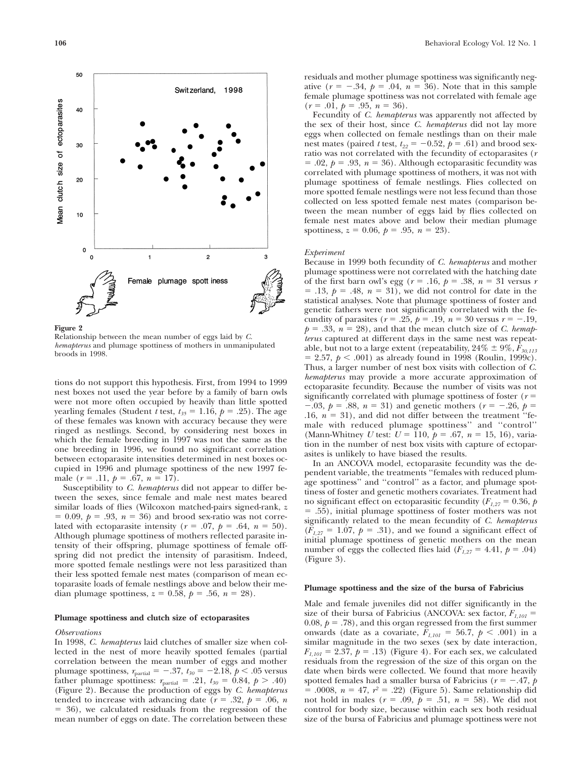**Figure 2**
Relationship between the mean number of eggs laid by *C. hemapterus* and plumage spottiness of mothers in unmanipulated broods in 1998.

tions do not support this hypothesis. First, from 1994 to 1999 nest boxes not used the year before by a family of barn owls were not more often occupied by heavily than little spotted yearling females (Student *t* test, $t_{35} = 1.16$, $p = .25$). The age of these females was known with accuracy because they were ringed as nestlings. Second, by considering nest boxes in which the female breeding in 1997 was not the same as the one breeding in 1996, we found no significant correlation between ectoparasite intensities determined in nest boxes occupied in 1996 and plumage spottiness of the new 1997 female ($r = .11$, $p = .67$, $n = 17$).

Susceptibility to *C. hemapterus* did not appear to differ between the sexes, since female and male nest mates beared similar loads of flies (Wilcoxon matched-pairs signed-rank, $z = 0.09$, $p = .93$, $n = 36$) and brood sex-ratio was not correlated with ectoparasite intensity ($r = .07$, $p = .64$, $n = 50$). Although plumage spottiness of mothers reflected parasite intensity of their offspring, plumage spottiness of female offspring did not predict the intensity of parasitism. Indeed, more spotted female nestlings were not less parasitized than their less spotted female nest mates (comparison of mean ectoparasite loads of female nestlings above and below their median plumage spottiness, $z = 0.58$, $p = .56$, $n = 28$).

### Plumage spottiness and clutch size of ectoparasites

#### *Observations*

In 1998, *C. hemapterus* laid clutches of smaller size when collected in the nest of more heavily spotted females (partial correlation between the mean number of eggs and mother plumage spottiness, $r_{partial} = -.37$, $t_{30} = -2.18$, $p < .05$ versus father plumage spottiness: $r_{partial} = .21$, $t_{30} = 0.84$, $p > .40$) (Figure 2). Because the production of eggs by *C. hemapterus* tended to increase with advancing date ($r = .32$, $p = .06$, $n = 36$), we calculated residuals from the regression of the mean number of eggs on date. The correlation between these residuals and mother plumage spottiness was significantly negative ($r = -.34$, $p = .04$, $n = 36$). Note that in this sample female plumage spottiness was not correlated with female age ($r = .01$, $p = .95$, $n = 36$).

Fecundity of *C. hemapterus* was apparently not affected by the sex of their host, since *C. hemapterus* did not lay more eggs when collected on female nestlings than on their male nest mates (paired *t* test, $t_{22} = -0.52$, $p = .61$) and brood sex-ratio was not correlated with the fecundity of ectoparasites ($r = .02$, $p = .93$, $n = 36$). Although ectoparasitic fecundity was correlated with plumage spottiness of mothers, it was not with plumage spottiness of female nestlings. Flies collected on more spotted female nestlings were not less fecund than those collected on less spotted female nest mates (comparison between the mean number of eggs laid by flies collected on female nest mates above and below their median plumage spottiness, $z = 0.06$, $p = .95$, $n = 23$).

#### *Experiment*

Because in 1999 both fecundity of *C. hemapterus* and mother plumage spottiness were not correlated with the hatching date of the first barn owl's egg ($r = .16$, $p = .38$, $n = 31$ versus $r = .13$, $p = .48$, $n = 31$), we did not control for date in the statistical analyses. Note that plumage spottiness of foster and genetic fathers were not significantly correlated with the fecundity of parasites ($r = .25$, $p = .19$, $n = 30$ versus $r = -.19$, $p = .33$, $n = 28$), and that the mean clutch size of *C. hemapterus* captured at different days in the same nest was repeatable, but not to a large extent (repeatability, 24% ± 9%, $F_{30,113} = 2.57$, $p < .001$) as already found in 1998 (Roulin, 1999c). Thus, a larger number of nest box visits with collection of *C. hemapterus* may provide a more accurate approximation of ectoparasite fecundity. Because the number of visits was not significantly correlated with plumage spottiness of foster ($r = -.03$, $p = .88$, $n = 31$) and genetic mothers ($r = -.26$, $p = .16$, $n = 31$), and did not differ between the treatment "female with reduced plumage spottiness" and "control" (Mann-Whitney *U* test: $U = 110$, $p = .67$, $n = 15, 16$), variation in the number of nest box visits with capture of ectoparasites is unlikely to have biased the results.

In an ANCOVA model, ectoparasite fecundity was the dependent variable, the treatments "females with reduced plumage spottiness" and "control" as a factor, and plumage spottiness of foster and genetic mothers covariates. Treatment had no significant effect on ectoparasitic fecundity ($F_{1,27} = 0.36$, $p = .55$), initial plumage spottiness of foster mothers was not significantly related to the mean fecundity of *C. hemapterus* ($F_{1,27} = 1.07$, $p = .31$), and we found a significant effect of initial plumage spottiness of genetic mothers on the mean number of eggs the collected flies laid ($F_{1,27} = 4.41$, $p = .04$) (Figure 3).

### Plumage spottiness and the size of the bursa of Fabricius

Male and female juveniles did not differ significantly in the size of their bursa of Fabricius (ANCOVA: sex factor, $F_{1,101} = 0.08$, $p = .78$), and this organ regressed from the first summer onwards (date as a covariate, $F_{1,101} = 56.7$, $p < .001$) in a similar magnitude in the two sexes (sex by date interaction, $F_{1,101} = 2.37$, $p = .13$) (Figure 4). For each sex, we calculated residuals from the regression of the size of this organ on the date when birds were collected. We found that more heavily spotted females had a smaller bursa of Fabricius ($r = -.47$, $p = .0008$, $n = 47$, $r^2 = .22$) (Figure 5). Same relationship did not hold in males ($r = .09$, $p = .51$, $n = 58$). We did not control for body size, because within each sex both residual size of the bursa of Fabricius and plumage spottiness were not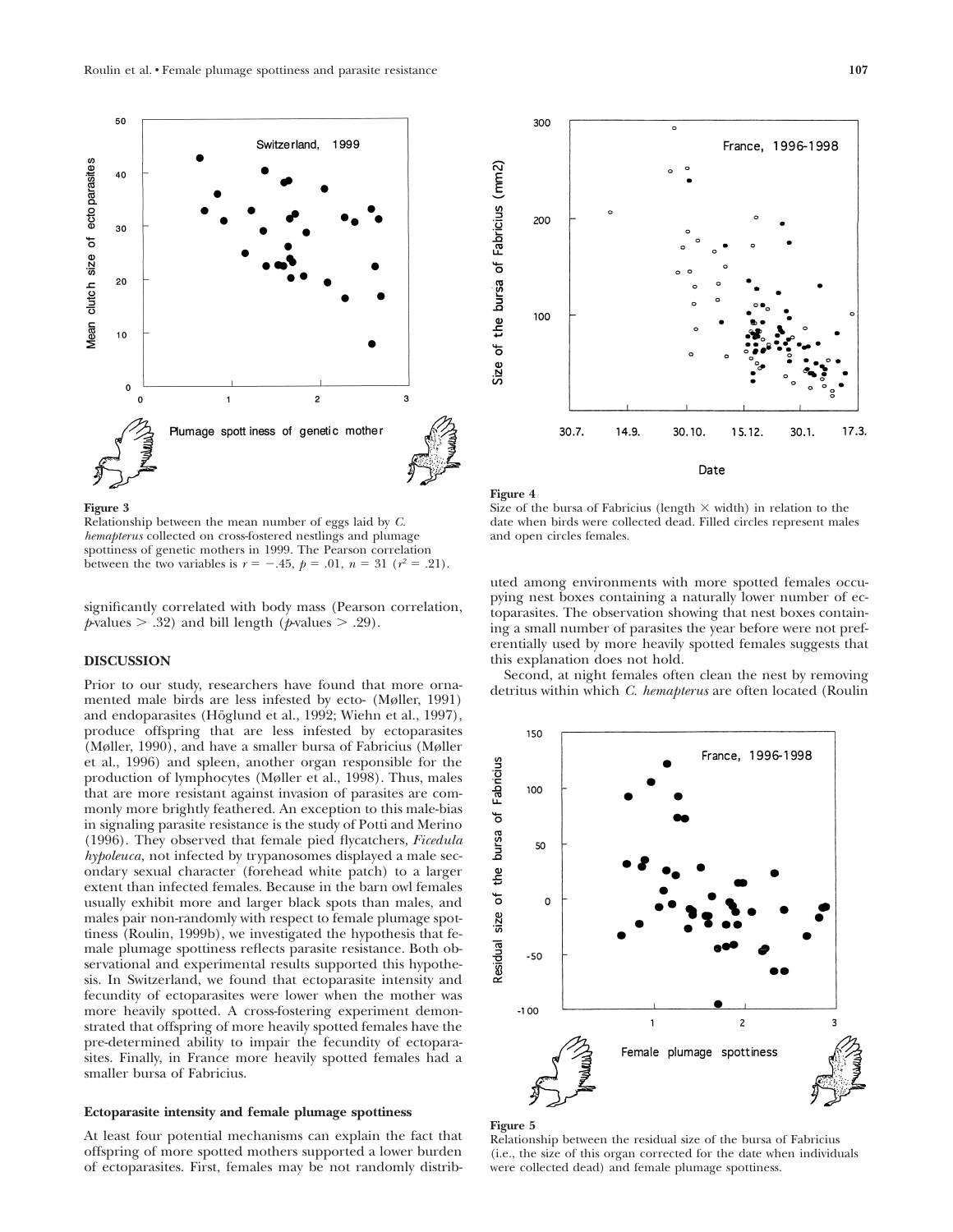**Figure 3**
Relationship between the mean number of eggs laid by *C. hemapterus* collected on cross-fostered nestlings and plumage spottiness of genetic mothers in 1999. The Pearson correlation between the two variables is $r = -.45$, $p = .01$, $n = 31$ ($r^2 = .21$).

**Figure 4**
Size of the bursa of Fabricius (length × width) in relation to the date when birds were collected dead. Filled circles represent males and open circles females.

significantly correlated with body mass (Pearson correlation, $p$-values $> .32$) and bill length ($p$-values $> .29$).

## DISCUSSION

Prior to our study, researchers have found that more ornamented male birds are less infested by ecto- (Møller, 1991) and endoparasites (Höglund et al., 1992; Wiehn et al., 1997), produce offspring that are less infested by ectoparasites (Møller, 1990), and have a smaller bursa of Fabricius (Møller et al., 1996) and spleen, another organ responsible for the production of lymphocytes (Møller et al., 1998). Thus, males that are more resistant against invasion of parasites are commonly more brightly feathered. An exception to this male-bias in signaling parasite resistance is the study of Potti and Merino (1996). They observed that female pied flycatchers, *Ficedula hypoleuca,* not infected by trypanosomes displayed a male secondary sexual character (forehead white patch) to a larger extent than infected females. Because in the barn owl females usually exhibit more and larger black spots than males, and males pair non-randomly with respect to female plumage spottiness (Roulin, 1999b), we investigated the hypothesis that female plumage spottiness reflects parasite resistance. Both observational and experimental results supported this hypothesis. In Switzerland, we found that ectoparasite intensity and fecundity of ectoparasites were lower when the mother was more heavily spotted. A cross-fostering experiment demonstrated that offspring of more heavily spotted females have the pre-determined ability to impair the fecundity of ectoparasites. Finally, in France more heavily spotted females had a smaller bursa of Fabricius.

### Ectoparasite intensity and female plumage spottiness

At least four potential mechanisms can explain the fact that offspring of more spotted mothers supported a lower burden of ectoparasites. First, females may be not randomly distributed among environments with more spotted females occupying nest boxes containing a naturally lower number of ectoparasites. The observation showing that nest boxes containing a small number of parasites the year before were not preferentially used by more heavily spotted females suggests that this explanation does not hold.

Second, at night females often clean the nest by removing detritus within which *C. hemapterus* are often located (Roulin

**Figure 5**
Relationship between the residual size of the bursa of Fabricius (i.e., the size of this organ corrected for the date when individuals were collected dead) and female plumage spottiness.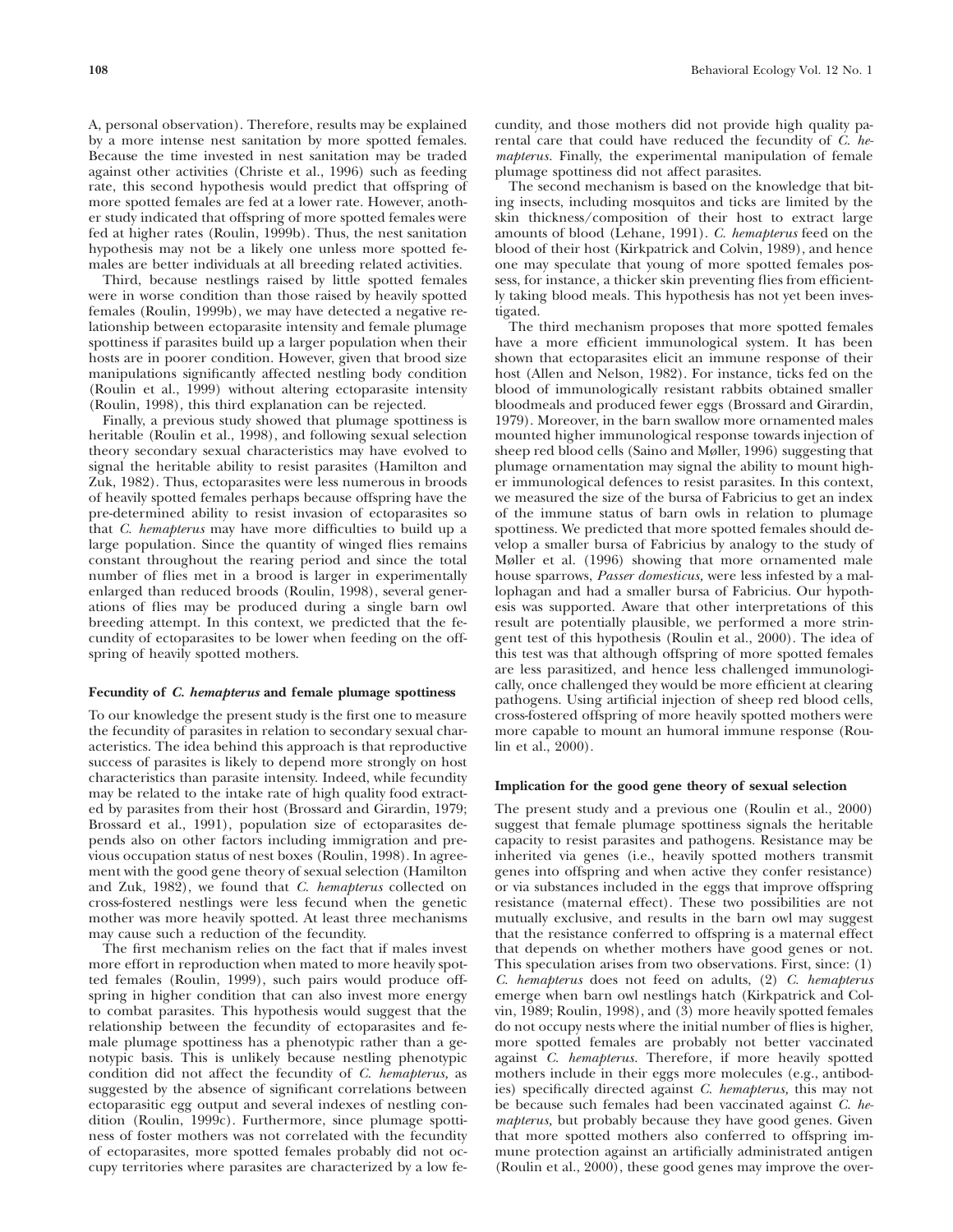A, personal observation). Therefore, results may be explained by a more intense nest sanitation by more spotted females. Because the time invested in nest sanitation may be traded against other activities (Christe et al., 1996) such as feeding rate, this second hypothesis would predict that offspring of more spotted females are fed at a lower rate. However, another study indicated that offspring of more spotted females were fed at higher rates (Roulin, 1999b). Thus, the nest sanitation hypothesis may not be a likely one unless more spotted females are better individuals at all breeding related activities.

Third, because nestlings raised by little spotted females were in worse condition than those raised by heavily spotted females (Roulin, 1999b), we may have detected a negative relationship between ectoparasite intensity and female plumage spottiness if parasites build up a larger population when their hosts are in poorer condition. However, given that brood size manipulations significantly affected nestling body condition (Roulin et al., 1999) without altering ectoparasite intensity (Roulin, 1998), this third explanation can be rejected.

Finally, a previous study showed that plumage spottiness is heritable (Roulin et al., 1998), and following sexual selection theory secondary sexual characteristics may have evolved to signal the heritable ability to resist parasites (Hamilton and Zuk, 1982). Thus, ectoparasites were less numerous in broods of heavily spotted females perhaps because offspring have the pre-determined ability to resist invasion of ectoparasites so that *C. hemapterus* may have more difficulties to build up a large population. Since the quantity of winged flies remains constant throughout the rearing period and since the total number of flies met in a brood is larger in experimentally enlarged than reduced broods (Roulin, 1998), several generations of flies may be produced during a single barn owl breeding attempt. In this context, we predicted that the fecundity of ectoparasites to be lower when feeding on the offspring of heavily spotted mothers.

#### Fecundity of *C. hemapterus* and female plumage spottiness

To our knowledge the present study is the first one to measure the fecundity of parasites in relation to secondary sexual characteristics. The idea behind this approach is that reproductive success of parasites is likely to depend more strongly on host characteristics than parasite intensity. Indeed, while fecundity may be related to the intake rate of high quality food extracted by parasites from their host (Brossard and Girardin, 1979; Brossard et al., 1991), population size of ectoparasites depends also on other factors including immigration and previous occupation status of nest boxes (Roulin, 1998). In agreement with the good gene theory of sexual selection (Hamilton and Zuk, 1982), we found that *C. hemapterus* collected on cross-fostered nestlings were less fecund when the genetic mother was more heavily spotted. At least three mechanisms may cause such a reduction of the fecundity.

The first mechanism relies on the fact that if males invest more effort in reproduction when mated to more heavily spotted females (Roulin, 1999), such pairs would produce offspring in higher condition that can also invest more energy to combat parasites. This hypothesis would suggest that the relationship between the fecundity of ectoparasites and female plumage spottiness has a phenotypic rather than a genotypic basis. This is unlikely because nestling phenotypic condition did not affect the fecundity of *C. hemapterus,* as suggested by the absence of significant correlations between ectoparasitic egg output and several indexes of nestling condition (Roulin, 1999c). Furthermore, since plumage spottiness of foster mothers was not correlated with the fecundity of ectoparasites, more spotted females probably did not occupy territories where parasites are characterized by a low fecundity, and those mothers did not provide high quality parental care that could have reduced the fecundity of *C. hemapterus.* Finally, the experimental manipulation of female plumage spottiness did not affect parasites.

The second mechanism is based on the knowledge that biting insects, including mosquitos and ticks are limited by the skin thickness/composition of their host to extract large amounts of blood (Lehane, 1991). *C. hemapterus* feed on the blood of their host (Kirkpatrick and Colvin, 1989), and hence one may speculate that young of more spotted females possess, for instance, a thicker skin preventing flies from efficiently taking blood meals. This hypothesis has not yet been investigated.

The third mechanism proposes that more spotted females have a more efficient immunological system. It has been shown that ectoparasites elicit an immune response of their host (Allen and Nelson, 1982). For instance, ticks fed on the blood of immunologically resistant rabbits obtained smaller bloodmeals and produced fewer eggs (Brossard and Girardin, 1979). Moreover, in the barn swallow more ornamented males mounted higher immunological response towards injection of sheep red blood cells (Saino and Møller, 1996) suggesting that plumage ornamentation may signal the ability to mount higher immunological defences to resist parasites. In this context, we measured the size of the bursa of Fabricius to get an index of the immune status of barn owls in relation to plumage spottiness. We predicted that more spotted females should develop a smaller bursa of Fabricius by analogy to the study of Møller et al. (1996) showing that more ornamented male house sparrows, *Passer domesticus,* were less infested by a mallophagan and had a smaller bursa of Fabricius. Our hypothesis was supported. Aware that other interpretations of this result are potentially plausible, we performed a more stringent test of this hypothesis (Roulin et al., 2000). The idea of this test was that although offspring of more spotted females are less parasitized, and hence less challenged immunologically, once challenged they would be more efficient at clearing pathogens. Using artificial injection of sheep red blood cells, cross-fostered offspring of more heavily spotted mothers were more capable to mount an humoral immune response (Roulin et al., 2000).

#### Implication for the good gene theory of sexual selection

The present study and a previous one (Roulin et al., 2000) suggest that female plumage spottiness signals the heritable capacity to resist parasites and pathogens. Resistance may be inherited via genes (i.e., heavily spotted mothers transmit genes into offspring and when active they confer resistance) or via substances included in the eggs that improve offspring resistance (maternal effect). These two possibilities are not mutually exclusive, and results in the barn owl may suggest that the resistance conferred to offspring is a maternal effect that depends on whether mothers have good genes or not. This speculation arises from two observations. First, since: (1) *C. hemapterus* does not feed on adults, (2) *C. hemapterus* emerge when barn owl nestlings hatch (Kirkpatrick and Colvin, 1989; Roulin, 1998), and (3) more heavily spotted females do not occupy nests where the initial number of flies is higher, more spotted females are probably not better vaccinated against *C. hemapterus.* Therefore, if more heavily spotted mothers include in their eggs more molecules (e.g., antibodies) specifically directed against *C. hemapterus,* this may not be because such females had been vaccinated against *C. hemapterus,* but probably because they have good genes. Given that more spotted mothers also conferred to offspring immune protection against an artificially administrated antigen (Roulin et al., 2000), these good genes may improve the over-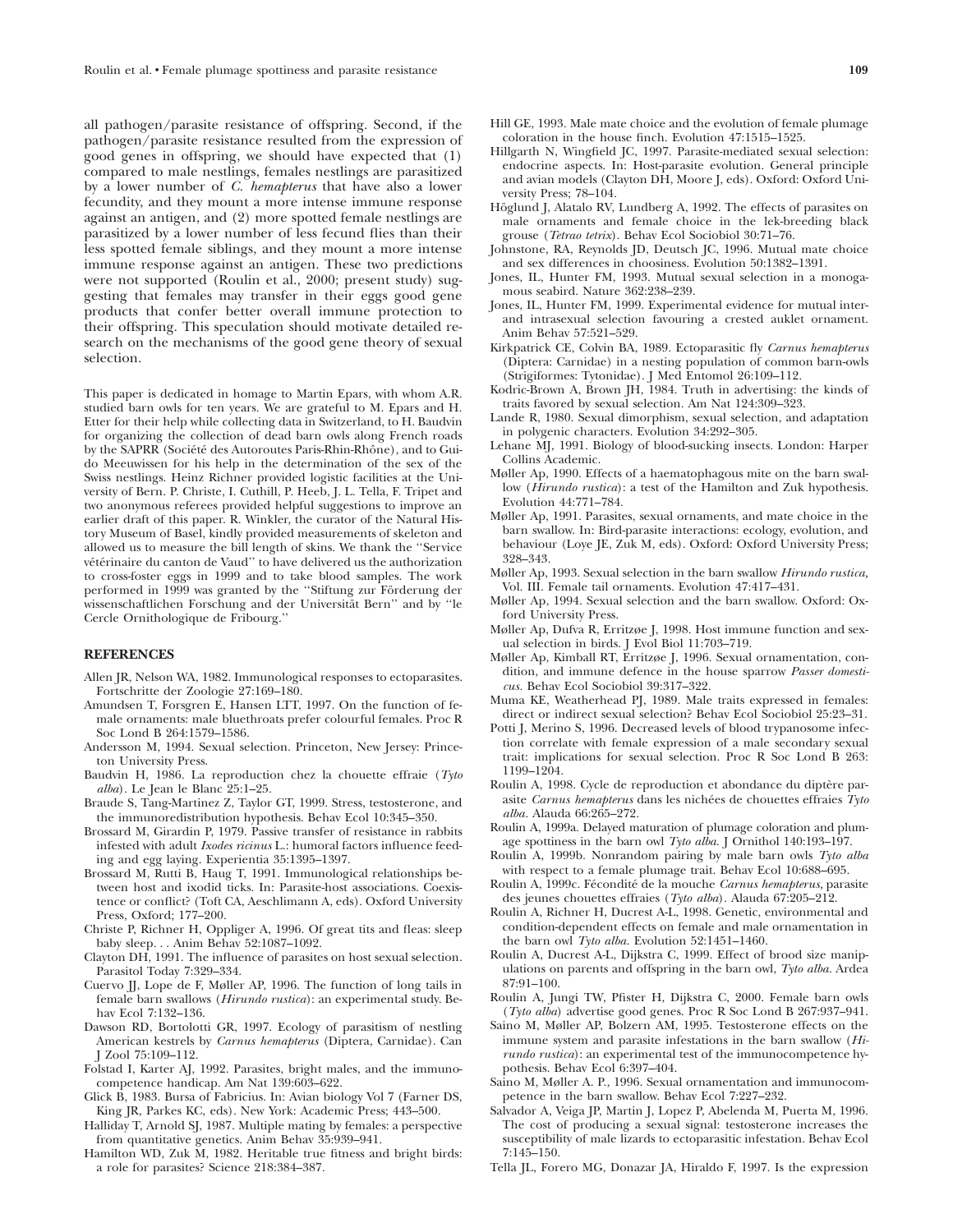all pathogen/parasite resistance of offspring. Second, if the pathogen/parasite resistance resulted from the expression of good genes in offspring, we should have expected that (1) compared to male nestlings, females nestlings are parasitized by a lower number of *C. hemapterus* that have also a lower fecundity, and they mount a more intense immune response against an antigen, and (2) more spotted female nestlings are parasitized by a lower number of less fecund flies than their less spotted female siblings, and they mount a more intense immune response against an antigen. These two predictions were not supported (Roulin et al., 2000; present study) suggesting that females may transfer in their eggs good gene products that confer better overall immune protection to their offspring. This speculation should motivate detailed research on the mechanisms of the good gene theory of sexual selection.

This paper is dedicated in homage to Martin Epars, with whom A.R. studied barn owls for ten years. We are grateful to M. Epars and H. Etter for their help while collecting data in Switzerland, to H. Baudvin for organizing the collection of dead barn owls along French roads by the SAPRR (Société des Autoroutes Paris-Rhin-Rhône), and to Guido Meeuwissen for his help in the determination of the sex of the Swiss nestlings. Heinz Richner provided logistic facilities at the University of Bern. P. Christe, I. Cuthill, P. Heeb, J. L. Tella, F. Tripet and two anonymous referees provided helpful suggestions to improve an earlier draft of this paper. R. Winkler, the curator of the Natural History Museum of Basel, kindly provided measurements of skeleton and allowed us to measure the bill length of skins. We thank the ''Service vétérinaire du canton de Vaud'' to have delivered us the authorization to cross-foster eggs in 1999 and to take blood samples. The work performed in 1999 was granted by the ''Stiftung zur Förderung der wissenschaftlichen Forschung and der Universität Bern'' and by ''le Cercle Ornithologique de Fribourg.''

## REFERENCES

Allen JR, Nelson WA, 1982. Immunological responses to ectoparasites. Fortschritte der Zoologie 27:169–180.

Amundsen T, Forsgren E, Hansen LTT, 1997. On the function of female ornaments: male bluethroats prefer colourful females. Proc R Soc Lond B 264:1579–1586.

Andersson M, 1994. Sexual selection. Princeton, New Jersey: Princeton University Press.

Baudvin H, 1986. La reproduction chez la chouette effraie (*Tyto alba*). Le Jean le Blanc 25:1–25.

Braude S, Tang-Martinez Z, Taylor GT, 1999. Stress, testosterone, and the immunoredistribution hypothesis. Behav Ecol 10:345–350.

Brossard M, Girardin P, 1979. Passive transfer of resistance in rabbits infested with adult *Ixodes ricinus* L.: humoral factors influence feeding and egg laying. Experientia 35:1395–1397.

Brossard M, Rutti B, Haug T, 1991. Immunological relationships between host and ixodid ticks. In: Parasite-host associations. Coexistence or conflict? (Toft CA, Aeschlimann A, eds). Oxford University Press, Oxford; 177–200.

Christe P, Richner H, Oppliger A, 1996. Of great tits and fleas: sleep baby sleep. . . Anim Behav 52:1087–1092.

Clayton DH, 1991. The influence of parasites on host sexual selection. Parasitol Today 7:329–334.

Cuervo JJ, Lope de F, Møller AP, 1996. The function of long tails in female barn swallows (*Hirundo rustica*): an experimental study. Behav Ecol 7:132–136.

Dawson RD, Bortolotti GR, 1997. Ecology of parasitism of nestling American kestrels by *Carnus hemapterus* (Diptera, Carnidae). Can J Zool 75:109–112.

Folstad I, Karter AJ, 1992. Parasites, bright males, and the immunocompetence handicap. Am Nat 139:603–622.

Glick B, 1983. Bursa of Fabricius. In: Avian biology Vol 7 (Farner DS, King JR, Parkes KC, eds). New York: Academic Press; 443–500.

Halliday T, Arnold SJ, 1987. Multiple mating by females: a perspective from quantitative genetics. Anim Behav 35:939–941.

Hamilton WD, Zuk M, 1982. Heritable true fitness and bright birds: a role for parasites? Science 218:384–387.

Hill GE, 1993. Male mate choice and the evolution of female plumage coloration in the house finch. Evolution 47:1515–1525.

Hillgarth N, Wingfield JC, 1997. Parasite-mediated sexual selection: endocrine aspects. In: Host-parasite evolution. General principle and avian models (Clayton DH, Moore J, eds). Oxford: Oxford University Press; 78–104.

Höglund J, Alatalo RV, Lundberg A, 1992. The effects of parasites on male ornaments and female choice in the lek-breeding black grouse (*Tetrao tetrix*). Behav Ecol Sociobiol 30:71–76.

Johnstone, RA, Reynolds JD, Deutsch JC, 1996. Mutual mate choice and sex differences in choosiness. Evolution 50:1382–1391.

Jones, IL, Hunter FM, 1993. Mutual sexual selection in a monogamous seabird. Nature 362:238–239.

Jones, IL, Hunter FM, 1999. Experimental evidence for mutual inter- and intrasexual selection favouring a crested auklet ornament. Anim Behav 57:521–529.

Kirkpatrick CE, Colvin BA, 1989. Ectoparasitic fly *Carnus hemapterus* (Diptera: Carnidae) in a nesting population of common barn-owls (Strigiformes: Tytonidae). J Med Entomol 26:109–112.

Kodric-Brown A, Brown JH, 1984. Truth in advertising: the kinds of traits favored by sexual selection. Am Nat 124:309–323.

Lande R, 1980. Sexual dimorphism, sexual selection, and adaptation in polygenic characters. Evolution 34:292–305.

Lehane MJ, 1991. Biology of blood-sucking insects. London: Harper Collins Academic.

Møller Ap, 1990. Effects of a haematophagous mite on the barn swallow (*Hirundo rustica*): a test of the Hamilton and Zuk hypothesis. Evolution 44:771–784.

Møller Ap, 1991. Parasites, sexual ornaments, and mate choice in the barn swallow. In: Bird-parasite interactions: ecology, evolution, and behaviour (Loye JE, Zuk M, eds). Oxford: Oxford University Press; 328–343.

Møller Ap, 1993. Sexual selection in the barn swallow *Hirundo rustica*, Vol. III. Female tail ornaments. Evolution 47:417–431.

Møller Ap, 1994. Sexual selection and the barn swallow. Oxford: Oxford University Press.

Møller Ap, Dufva R, Erritzøe J, 1998. Host immune function and sexual selection in birds. J Evol Biol 11:703–719.

Møller Ap, Kimball RT, Erritzøe J, 1996. Sexual ornamentation, condition, and immune defence in the house sparrow *Passer domesticus*. Behav Ecol Sociobiol 39:317–322.

Muma KE, Weatherhead PJ, 1989. Male traits expressed in females: direct or indirect sexual selection? Behav Ecol Sociobiol 25:23–31.

Potti J, Merino S, 1996. Decreased levels of blood trypanosome infection correlate with female expression of a male secondary sexual trait: implications for sexual selection. Proc R Soc Lond B 263: 1199–1204.

Roulin A, 1998. Cycle de reproduction et abondance du diptère parasite *Carnus hemapterus* dans les nichées de chouettes effraies *Tyto alba*. Alauda 66:265–272.

Roulin A, 1999a. Delayed maturation of plumage coloration and plumage spottiness in the barn owl *Tyto alba*. J Ornithol 140:193–197.

Roulin A, 1999b. Nonrandom pairing by male barn owls *Tyto alba* with respect to a female plumage trait. Behav Ecol 10:688–695.

Roulin A, 1999c. Fécondité de la mouche *Carnus hemapterus*, parasite des jeunes chouettes effraies (*Tyto alba*). Alauda 67:205–212.

Roulin A, Richner H, Ducrest A-L, 1998. Genetic, environmental and condition-dependent effects on female and male ornamentation in the barn owl *Tyto alba*. Evolution 52:1451–1460.

Roulin A, Ducrest A-L, Dijkstra C, 1999. Effect of brood size manipulations on parents and offspring in the barn owl, *Tyto alba*. Ardea 87:91–100.

Roulin A, Jungi TW, Pfister H, Dijkstra C, 2000. Female barn owls (*Tyto alba*) advertise good genes. Proc R Soc Lond B 267:937–941.

Saino M, Møller AP, Bolzern AM, 1995. Testosterone effects on the immune system and parasite infestations in the barn swallow (*Hirundo rustica*): an experimental test of the immunocompetence hypothesis. Behav Ecol 6:397–404.

Saino M, Møller A. P., 1996. Sexual ornamentation and immunocompetence in the barn swallow. Behav Ecol 7:227–232.

Salvador A, Veiga JP, Martin J, Lopez P, Abelenda M, Puerta M, 1996. The cost of producing a sexual signal: testosterone increases the susceptibility of male lizards to ectoparasitic infestation. Behav Ecol 7:145–150.

Tella JL, Forero MG, Donazar JA, Hiraldo F, 1997. Is the expression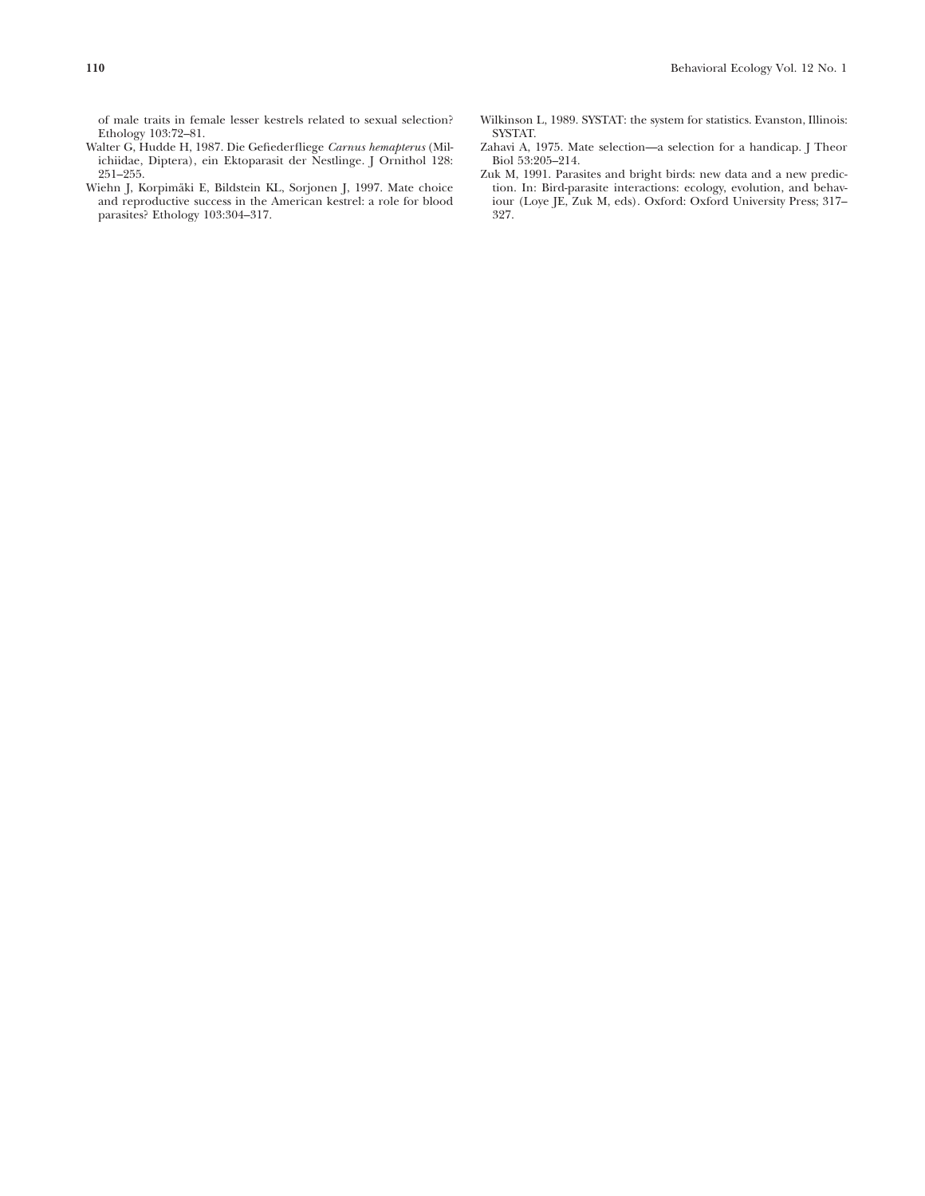of male traits in female lesser kestrels related to sexual selection? Ethology 103:72–81.

Walter G, Hudde H, 1987. Die Gefiederfliege *Carnus hemapterus* (Milichiidae, Diptera), ein Ektoparasit der Nestlinge. J Ornithol 128: 251–255.

Wiehn J, Korpimäki E, Bildstein KL, Sorjonen J, 1997. Mate choice and reproductive success in the American kestrel: a role for blood parasites? Ethology 103:304–317.

Wilkinson L, 1989. SYSTAT: the system for statistics. Evanston, Illinois: SYSTAT.

Zahavi A, 1975. Mate selection—a selection for a handicap. J Theor Biol 53:205–214.

Zuk M, 1991. Parasites and bright birds: new data and a new prediction. In: Bird-parasite interactions: ecology, evolution, and behaviour (Loye JE, Zuk M, eds). Oxford: Oxford University Press; 317–327.